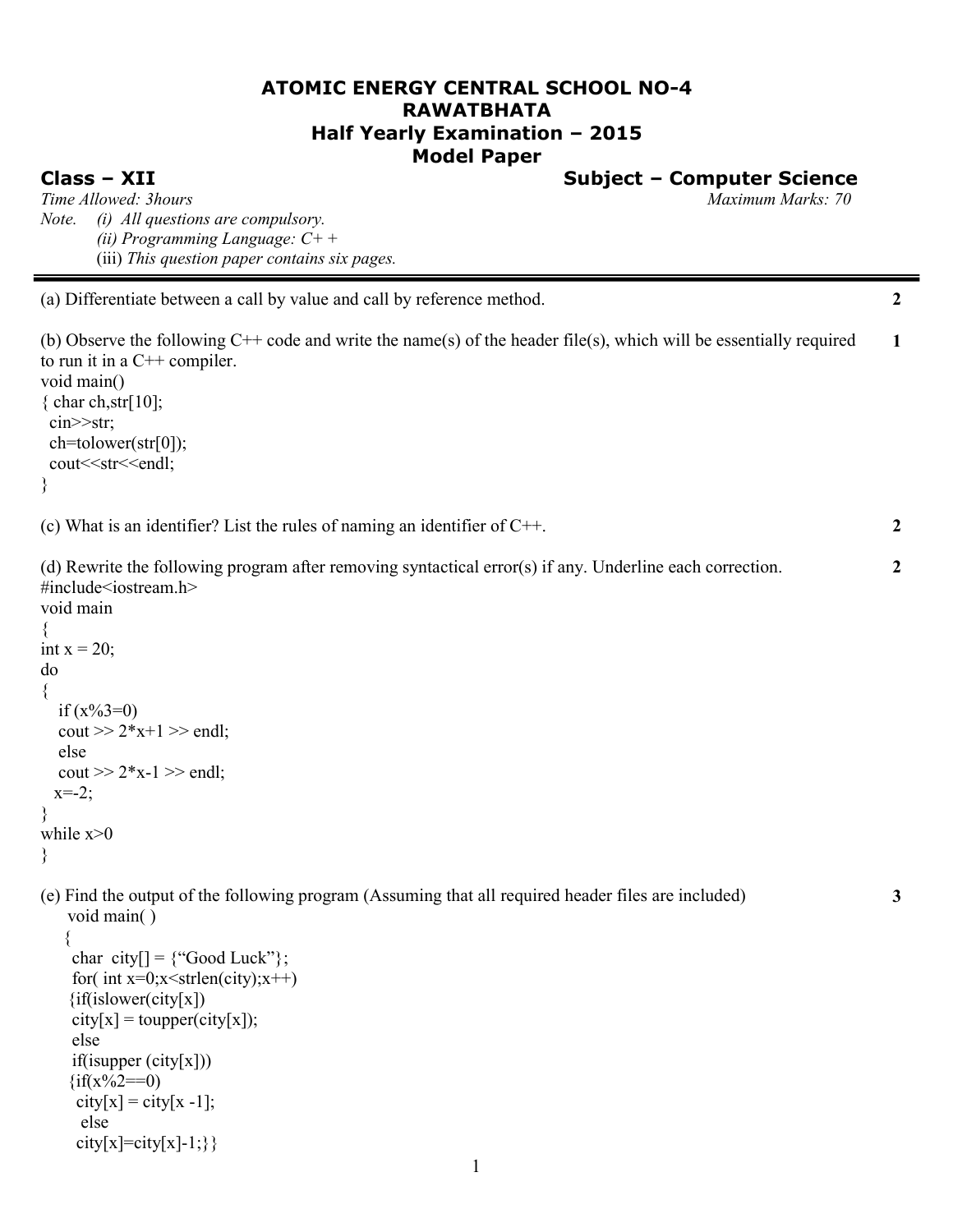# ATOMIC ENERGY CENTRAL SCHOOL NO-4
## RAWATBHATA
## Half Yearly Examination – 2015
## Model Paper

**Class – XII** **Subject – Computer Science**

*Time Allowed: 3hours* *Maximum Marks: 70*

*Note.* *(i) All questions are compulsory.*
*(ii) Programming Language: C+ +*
(iii) *This question paper contains six pages.*

---

(a) Differentiate between a call by value and call by reference method. **2**

(b) Observe the following C++ code and write the name(s) of the header file(s), which will be essentially required to run it in a C++ compiler. **1**

```
void main()
{ char ch,str[10];
  cin>>str;
  ch=tolower(str[0]);
  cout<<str<<endl;
}
```

(c) What is an identifier? List the rules of naming an identifier of C++. **2**

(d) Rewrite the following program after removing syntactical error(s) if any. Underline each correction. **2**

```
#include<iostream.h>
void main
{
int x = 20;
do
{
   if (x%3=0)
   cout >> 2*x+1 >> endl;
   else
   cout >> 2*x-1 >> endl;
  x=-2;
}
while x>0
}
```

(e) Find the output of the following program (Assuming that all required header files are included) **3**

```
void main( )
{
  char  city[] = {"Good Luck"};
  for( int x=0;x<strlen(city);x++)
 {if(islower(city[x])
  city[x] = toupper(city[x]);
  else
  if(isupper (city[x]))
 {if(x%2==0)
   city[x] = city[x -1];
    else
   city[x]=city[x]-1;}}
```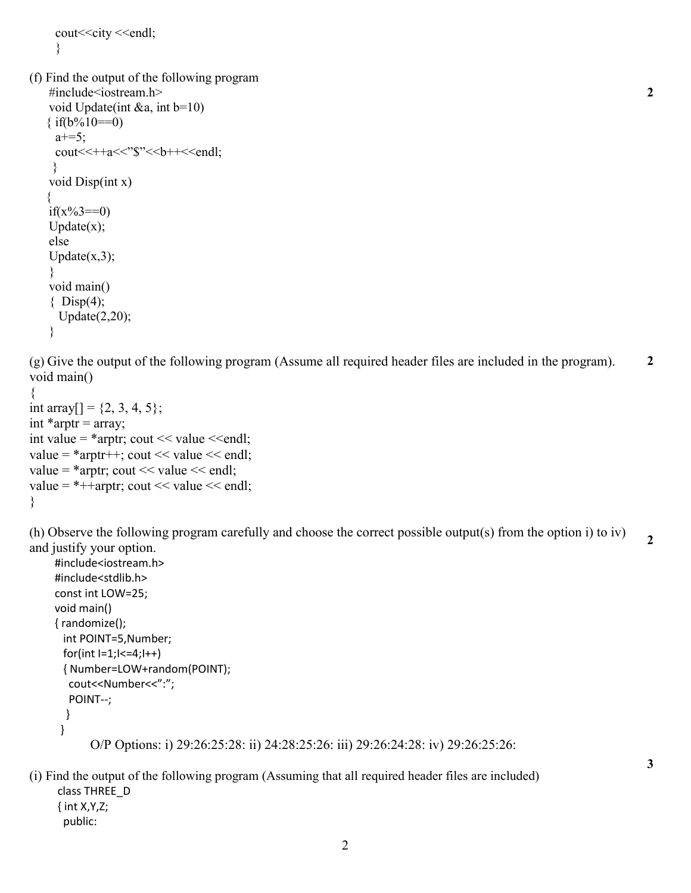```
cout<<city <<endl;
}
```

(f) Find the output of the following program **2**

```
#include<iostream.h>
void Update(int &a, int b=10)
{ if(b%10==0)
  a+=5;
  cout<<++a<<"$"<<b++<<endl;
 }
void Disp(int x)
{
if(x%3==0)
Update(x);
else
Update(x,3);
}
void main()
{  Disp(4);
   Update(2,20);
}
```

(g) Give the output of the following program (Assume all required header files are included in the program). **2**

```
void main()
{
int array[] = {2, 3, 4, 5};
int *arptr = array;
int value = *arptr; cout << value <<endl;
value = *arptr++; cout << value << endl;
value = *arptr; cout << value << endl;
value = *++arptr; cout << value << endl;
}
```

(h) Observe the following program carefully and choose the correct possible output(s) from the option i) to iv) and justify your option. **2**

```
#include<iostream.h>
#include<stdlib.h>
const int LOW=25;
void main()
{ randomize();
  int POINT=5,Number;
  for(int I=1;I<=4;I++)
  { Number=LOW+random(POINT);
    cout<<Number<<":";
    POINT--;
  }
 }
```

O/P Options: i) 29:26:25:28: ii) 24:28:25:26: iii) 29:26:24:28: iv) 29:26:25:26:

(i) Find the output of the following program (Assuming that all required header files are included) **3**

```
class THREE_D
{ int X,Y,Z;
  public:
```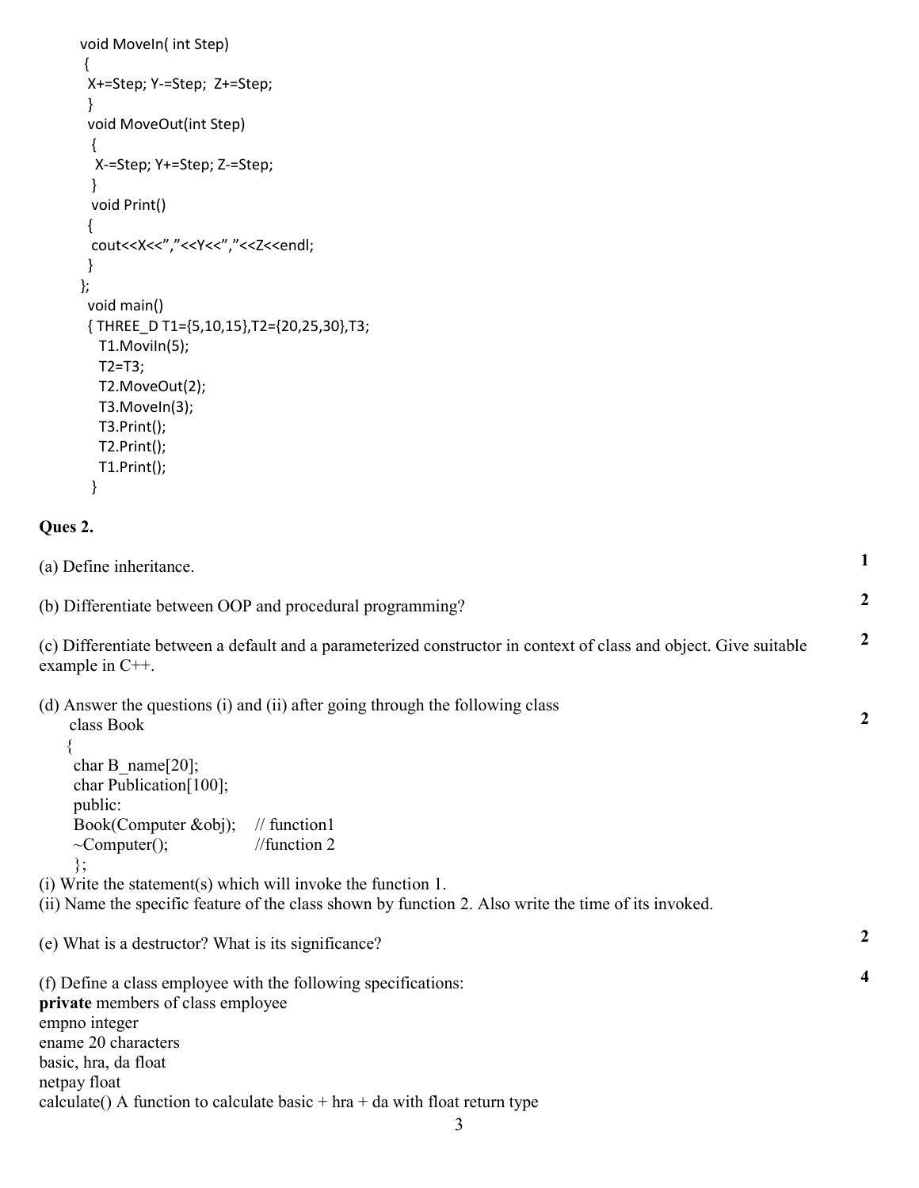```
void MoveIn( int Step)
 {
  X+=Step; Y-=Step;  Z+=Step;
  }
  void MoveOut(int Step)
   {
    X-=Step; Y+=Step; Z-=Step;
   }
   void Print()
  {
   cout<<X<<","<<Y<<","<<Z<<endl;
  }
};
 void main()
 { THREE_D T1={5,10,15},T2={20,25,30},T3;
   T1.MoviIn(5);
   T2=T3;
   T2.MoveOut(2);
   T3.MoveIn(3);
   T3.Print();
   T2.Print();
   T1.Print();
  }
```

**Ques 2.**

(a) Define inheritance. **1**

(b) Differentiate between OOP and procedural programming? **2**

(c) Differentiate between a default and a parameterized constructor in context of class and object. Give suitable example in C++. **2**

(d) Answer the questions (i) and (ii) after going through the following class **2**

```
class Book
{
 char B_name[20];
 char Publication[100];
 public:
 Book(Computer &obj);    // function1
 ~Computer();            //function 2
 };
```

(i) Write the statement(s) which will invoke the function 1.
(ii) Name the specific feature of the class shown by function 2. Also write the time of its invoked.

(e) What is a destructor? What is its significance? **2**

(f) Define a class employee with the following specifications: **4**
**private** members of class employee
empno integer
ename 20 characters
basic, hra, da float
netpay float
calculate() A function to calculate basic + hra + da with float return type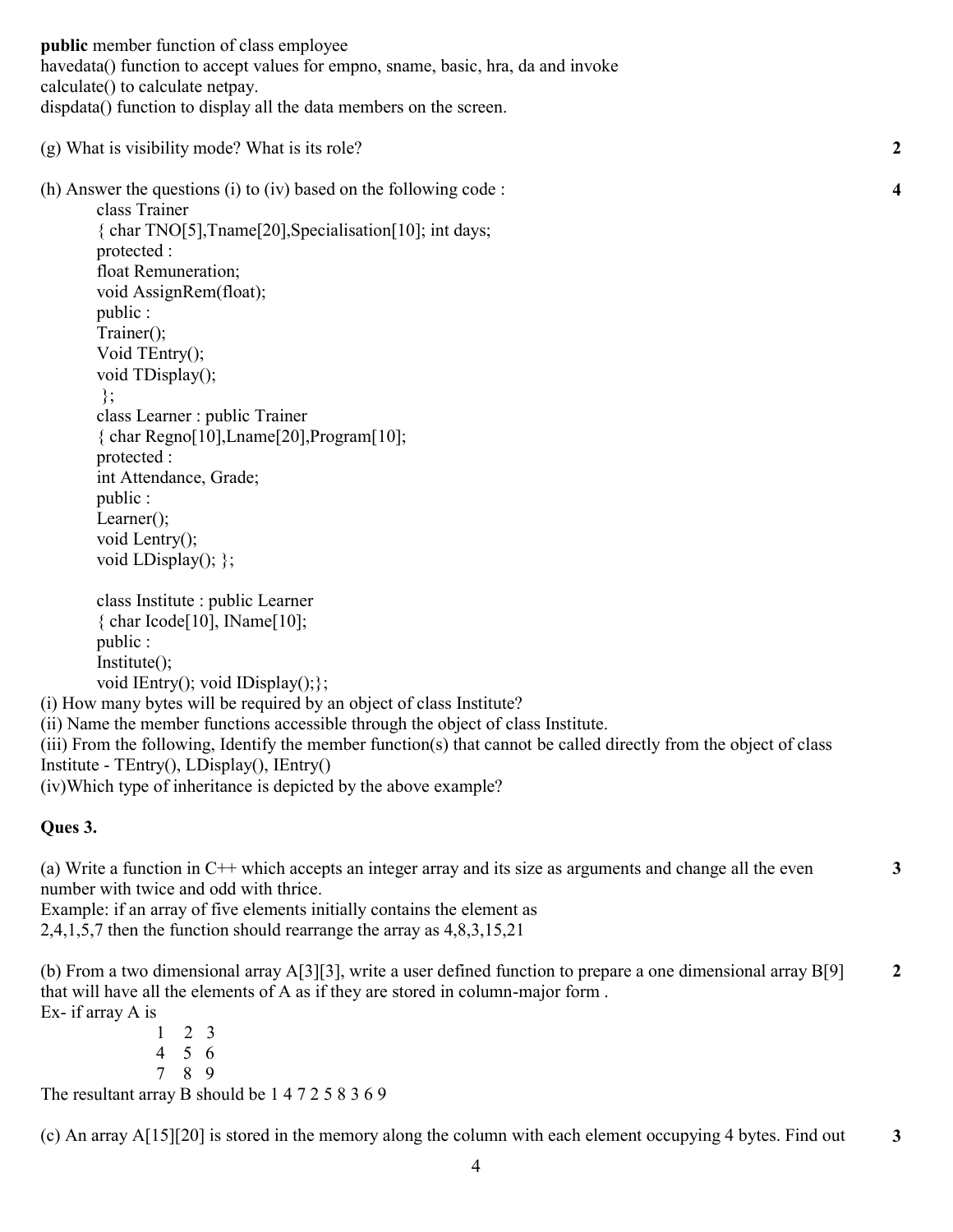**public** member function of class employee
havedata() function to accept values for empno, sname, basic, hra, da and invoke calculate() to calculate netpay.
dispdata() function to display all the data members on the screen.

(g) What is visibility mode? What is its role? **2**

(h) Answer the questions (i) to (iv) based on the following code : **4**

```
class Trainer
{ char TNO[5],Tname[20],Specialisation[10]; int days;
protected :
float Remuneration;
void AssignRem(float);
public :
Trainer();
Void TEntry();
void TDisplay();
};
class Learner : public Trainer
{ char Regno[10],Lname[20],Program[10];
protected :
int Attendance, Grade;
public :
Learner();
void Lentry();
void LDisplay(); };

class Institute : public Learner
{ char Icode[10], IName[10];
public :
Institute();
void IEntry(); void IDisplay();};
```

(i) How many bytes will be required by an object of class Institute?
(ii) Name the member functions accessible through the object of class Institute.
(iii) From the following, Identify the member function(s) that cannot be called directly from the object of class Institute - TEntry(), LDisplay(), IEntry()
(iv)Which type of inheritance is depicted by the above example?

**Ques 3.**

(a) Write a function in C++ which accepts an integer array and its size as arguments and change all the even number with twice and odd with thrice. **3**
Example: if an array of five elements initially contains the element as
2,4,1,5,7 then the function should rearrange the array as 4,8,3,15,21

(b) From a two dimensional array A[3][3], write a user defined function to prepare a one dimensional array B[9] that will have all the elements of A as if they are stored in column-major form . **2**
Ex- if array A is

```
1 2 3
4 5 6
7 8 9
```

The resultant array B should be 1 4 7 2 5 8 3 6 9

(c) An array A[15][20] is stored in the memory along the column with each element occupying 4 bytes. Find out **3**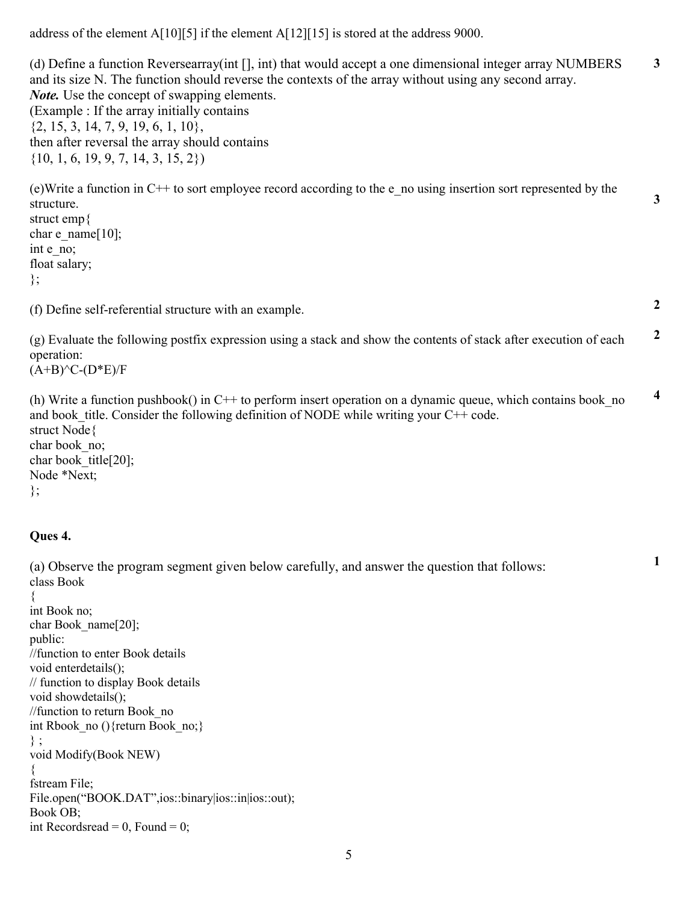address of the element A[10][5] if the element A[12][15] is stored at the address 9000.

(d) Define a function Reversearray(int [], int) that would accept a one dimensional integer array NUMBERS and its size N. The function should reverse the contexts of the array without using any second array. **3**
***Note.*** Use the concept of swapping elements.
(Example : If the array initially contains
{2, 15, 3, 14, 7, 9, 19, 6, 1, 10},
then after reversal the array should contains
{10, 1, 6, 19, 9, 7, 14, 3, 15, 2})

(e)Write a function in C++ to sort employee record according to the e_no using insertion sort represented by the structure. **3**

```
struct emp{
char e_name[10];
int e_no;
float salary;
};
```

(f) Define self-referential structure with an example. **2**

(g) Evaluate the following postfix expression using a stack and show the contents of stack after execution of each operation: **2**
(A+B)^C-(D*E)/F

(h) Write a function pushbook() in C++ to perform insert operation on a dynamic queue, which contains book_no and book_title. Consider the following definition of NODE while writing your C++ code. **4**

```
struct Node{
char book_no;
char book_title[20];
Node *Next;
};
```

**Ques 4.**

(a) Observe the program segment given below carefully, and answer the question that follows: **1**

```
class Book
{
int Book no;
char Book_name[20];
public:
//function to enter Book details
void enterdetails();
// function to display Book details
void showdetails();
//function to return Book_no
int Rbook_no (){return Book_no;}
} ;
void Modify(Book NEW)
{
fstream File;
File.open("BOOK.DAT",ios::binary|ios::in|ios::out);
Book OB;
int Recordsread = 0, Found = 0;
```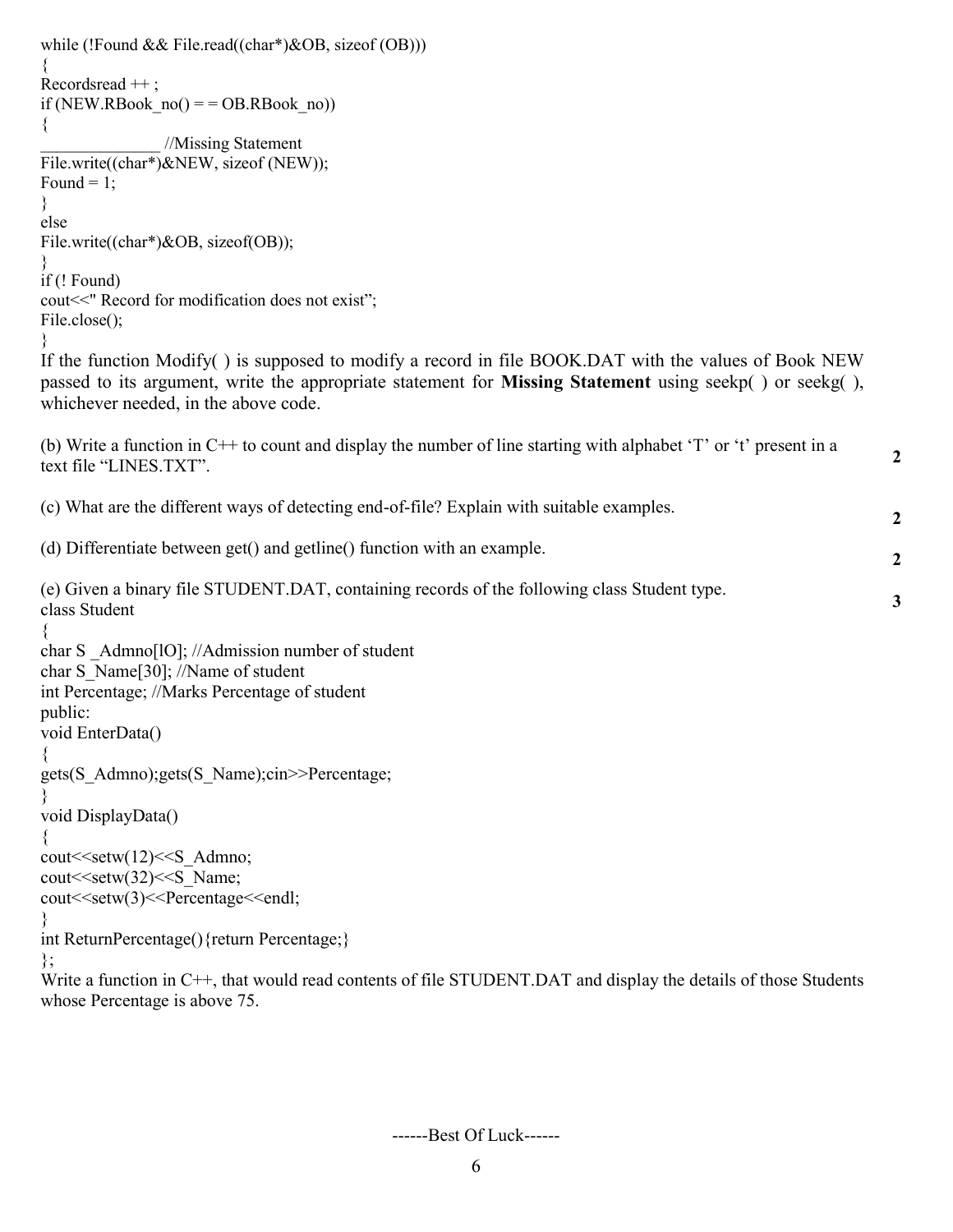```
while (!Found && File.read((char*)&OB, sizeof (OB)))
{
Recordsread ++ ;
if (NEW.RBook_no() = = OB.RBook_no))
{
______________ //Missing Statement
File.write((char*)&NEW, sizeof (NEW));
Found = 1;
}
else
File.write((char*)&OB, sizeof(OB));
}
if (! Found)
cout<<" Record for modification does not exist";
File.close();
}
```

If the function Modify( ) is supposed to modify a record in file BOOK.DAT with the values of Book NEW passed to its argument, write the appropriate statement for **Missing Statement** using seekp( ) or seekg( ), whichever needed, in the above code.

(b) Write a function in C++ to count and display the number of line starting with alphabet 'T' or 't' present in a text file "LINES.TXT". **2**

(c) What are the different ways of detecting end-of-file? Explain with suitable examples. **2**

(d) Differentiate between get() and getline() function with an example. **2**

(e) Given a binary file STUDENT.DAT, containing records of the following class Student type. **3**

```
class Student
{
char S _Admno[lO]; //Admission number of student
char S_Name[30]; //Name of student
int Percentage; //Marks Percentage of student
public:
void EnterData()
{
gets(S_Admno);gets(S_Name);cin>>Percentage;
}
void DisplayData()
{
cout<<setw(12)<<S_Admno;
cout<<setw(32)<<S_Name;
cout<<setw(3)<<Percentage<<endl;
}
int ReturnPercentage(){return Percentage;}
};
```

Write a function in C++, that would read contents of file STUDENT.DAT and display the details of those Students whose Percentage is above 75.

------Best Of Luck------